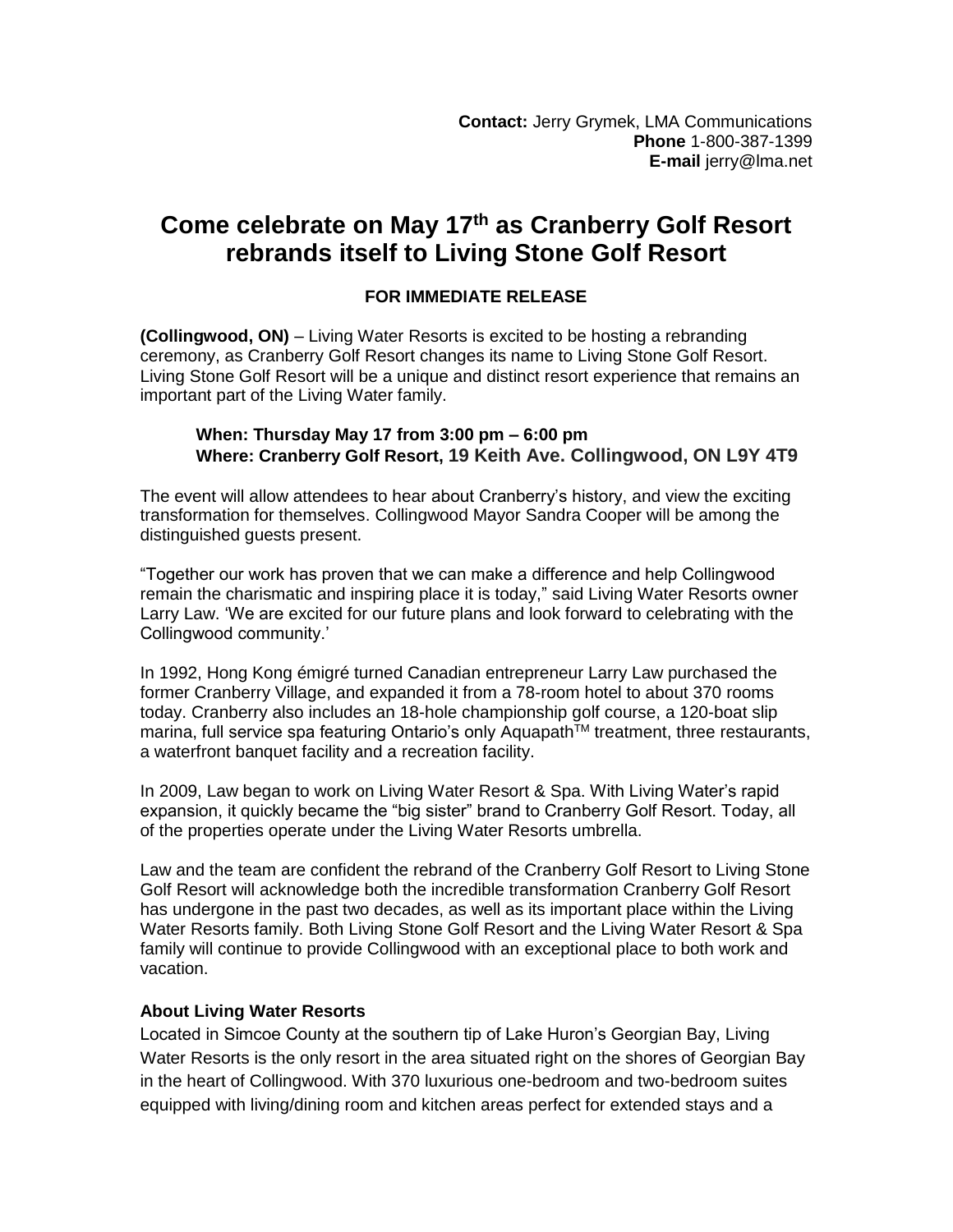**Contact:** Jerry Grymek, LMA Communications
**Phone** 1-800-387-1399
**E-mail** jerry@lma.net

# Come celebrate on May 17th as Cranberry Golf Resort rebrands itself to Living Stone Golf Resort

**FOR IMMEDIATE RELEASE**

**(Collingwood, ON)** – Living Water Resorts is excited to be hosting a rebranding ceremony, as Cranberry Golf Resort changes its name to Living Stone Golf Resort. Living Stone Golf Resort will be a unique and distinct resort experience that remains an important part of the Living Water family.

> **When: Thursday May 17 from 3:00 pm – 6:00 pm**
> **Where: Cranberry Golf Resort, 19 Keith Ave. Collingwood, ON L9Y 4T9**

The event will allow attendees to hear about Cranberry's history, and view the exciting transformation for themselves. Collingwood Mayor Sandra Cooper will be among the distinguished guests present.

"Together our work has proven that we can make a difference and help Collingwood remain the charismatic and inspiring place it is today," said Living Water Resorts owner Larry Law. 'We are excited for our future plans and look forward to celebrating with the Collingwood community.'

In 1992, Hong Kong émigré turned Canadian entrepreneur Larry Law purchased the former Cranberry Village, and expanded it from a 78-room hotel to about 370 rooms today. Cranberry also includes an 18-hole championship golf course, a 120-boat slip marina, full service spa featuring Ontario's only Aquapath™ treatment, three restaurants, a waterfront banquet facility and a recreation facility.

In 2009, Law began to work on Living Water Resort & Spa. With Living Water's rapid expansion, it quickly became the "big sister" brand to Cranberry Golf Resort. Today, all of the properties operate under the Living Water Resorts umbrella.

Law and the team are confident the rebrand of the Cranberry Golf Resort to Living Stone Golf Resort will acknowledge both the incredible transformation Cranberry Golf Resort has undergone in the past two decades, as well as its important place within the Living Water Resorts family. Both Living Stone Golf Resort and the Living Water Resort & Spa family will continue to provide Collingwood with an exceptional place to both work and vacation.

### About Living Water Resorts

Located in Simcoe County at the southern tip of Lake Huron's Georgian Bay, Living Water Resorts is the only resort in the area situated right on the shores of Georgian Bay in the heart of Collingwood. With 370 luxurious one-bedroom and two-bedroom suites equipped with living/dining room and kitchen areas perfect for extended stays and a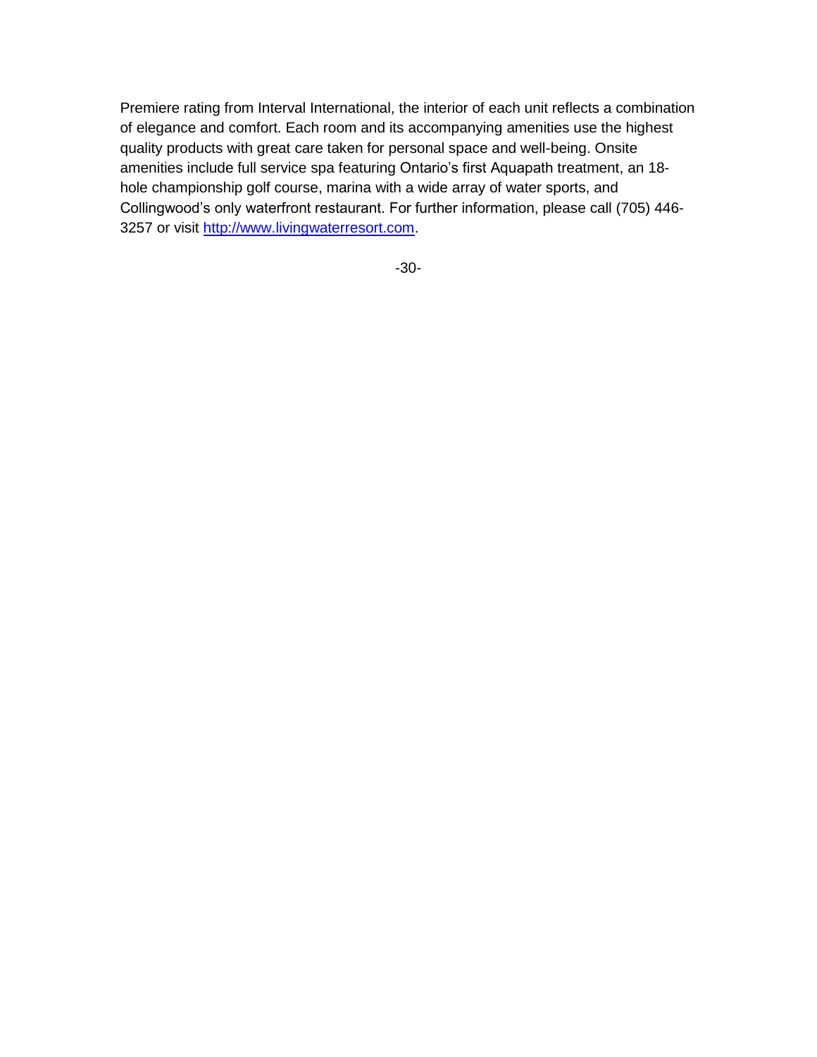Premiere rating from Interval International, the interior of each unit reflects a combination of elegance and comfort. Each room and its accompanying amenities use the highest quality products with great care taken for personal space and well-being. Onsite amenities include full service spa featuring Ontario's first Aquapath treatment, an 18-hole championship golf course, marina with a wide array of water sports, and Collingwood's only waterfront restaurant. For further information, please call (705) 446-3257 or visit [http://www.livingwaterresort.com](http://www.livingwaterresort.com).

-30-